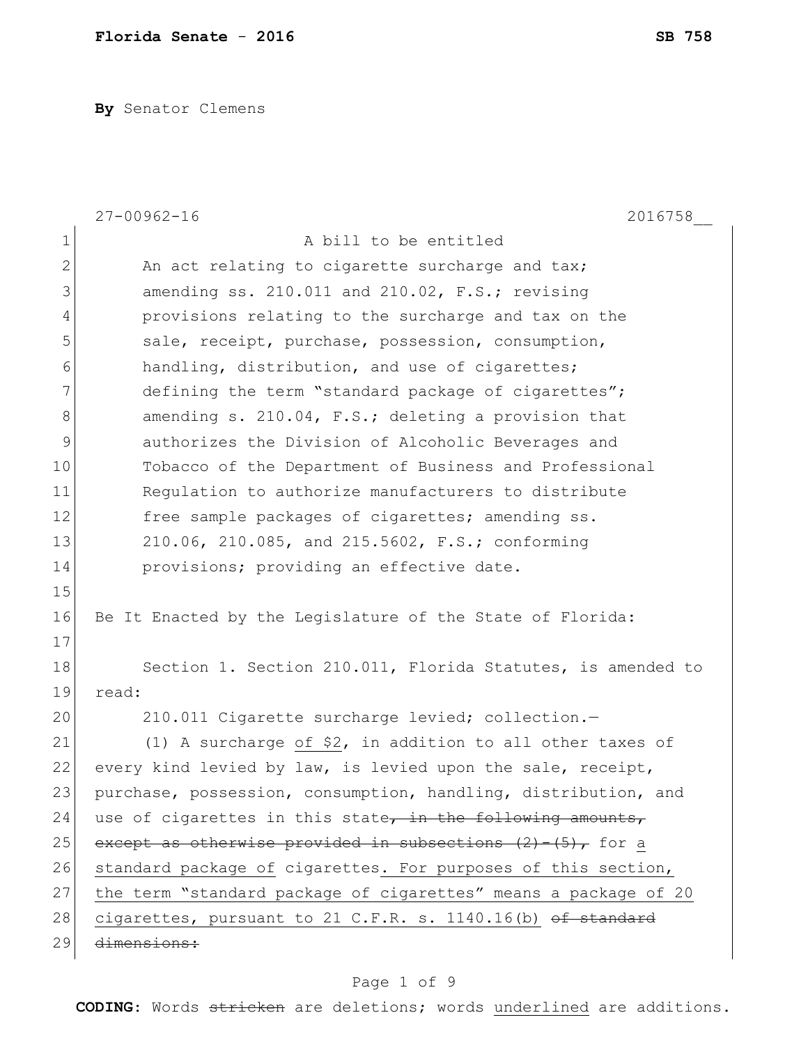**Florida Senate** - **2016** **SB 758**

**By** Senator Clemens

27-00962-16 2016758__

A bill to be entitled

An act relating to cigarette surcharge and tax; amending ss. 210.011 and 210.02, F.S.; revising provisions relating to the surcharge and tax on the sale, receipt, purchase, possession, consumption, handling, distribution, and use of cigarettes; defining the term "standard package of cigarettes"; amending s. 210.04, F.S.; deleting a provision that authorizes the Division of Alcoholic Beverages and Tobacco of the Department of Business and Professional Regulation to authorize manufacturers to distribute free sample packages of cigarettes; amending ss. 210.06, 210.085, and 215.5602, F.S.; conforming provisions; providing an effective date.

Be It Enacted by the Legislature of the State of Florida:

Section 1. Section 210.011, Florida Statutes, is amended to read:

210.011 Cigarette surcharge levied; collection.—

(1) A surcharge <u>of $2</u>, in addition to all other taxes of every kind levied by law, is levied upon the sale, receipt, purchase, possession, consumption, handling, distribution, and use of cigarettes in this state~~, in the following amounts, except as otherwise provided in subsections (2)-(5),~~ for <u>a standard package of</u> cigarettes<u>. For purposes of this section, the term "standard package of cigarettes" means a package of 20 cigarettes, pursuant to 21 C.F.R. s. 1140.16(b)</u> ~~of standard dimensions:~~

**CODING:** Words ~~stricken~~ are deletions; words <u>underlined</u> are additions.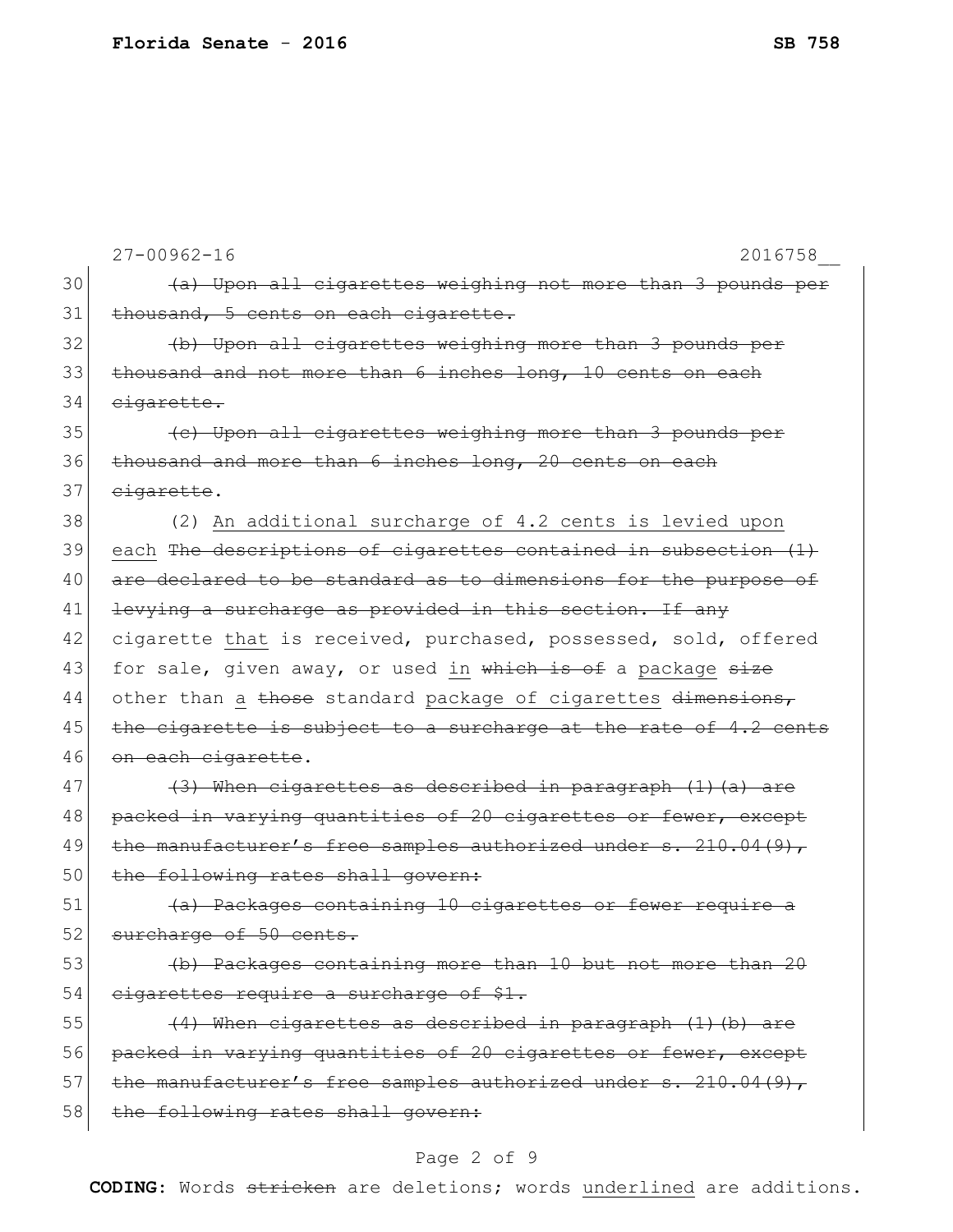27-00962-16 2016758__

30 ~~(a) Upon all cigarettes weighing not more than 3 pounds per~~
31 ~~thousand, 5 cents on each cigarette.~~
32 ~~(b) Upon all cigarettes weighing more than 3 pounds per~~
33 ~~thousand and not more than 6 inches long, 10 cents on each~~
34 ~~cigarette.~~
35 ~~(c) Upon all cigarettes weighing more than 3 pounds per~~
36 ~~thousand and more than 6 inches long, 20 cents on each~~
37 ~~cigarette~~.
38 (2) <u>An additional surcharge of 4.2 cents is levied upon</u>
39 <u>each</u> ~~The descriptions of cigarettes contained in subsection (1)~~
40 ~~are declared to be standard as to dimensions for the purpose of~~
41 ~~levying a surcharge as provided in this section. If any~~
42 cigarette <u>that</u> is received, purchased, possessed, sold, offered
43 for sale, given away, or used <u>in</u> ~~which is of~~ a <u>package</u> ~~size~~
44 other than <u>a</u> ~~those~~ standard <u>package of cigarettes</u> ~~dimensions,~~
45 ~~the cigarette is subject to a surcharge at the rate of 4.2 cents~~
46 ~~on each cigarette~~.
47 ~~(3) When cigarettes as described in paragraph (1)(a) are~~
48 ~~packed in varying quantities of 20 cigarettes or fewer, except~~
49 ~~the manufacturer's free samples authorized under s. 210.04(9),~~
50 ~~the following rates shall govern:~~
51 ~~(a) Packages containing 10 cigarettes or fewer require a~~
52 ~~surcharge of 50 cents.~~
53 ~~(b) Packages containing more than 10 but not more than 20~~
54 ~~cigarettes require a surcharge of $1.~~
55 ~~(4) When cigarettes as described in paragraph (1)(b) are~~
56 ~~packed in varying quantities of 20 cigarettes or fewer, except~~
57 ~~the manufacturer's free samples authorized under s. 210.04(9),~~
58 ~~the following rates shall govern:~~

**CODING:** Words ~~stricken~~ are deletions; words <u>underlined</u> are additions.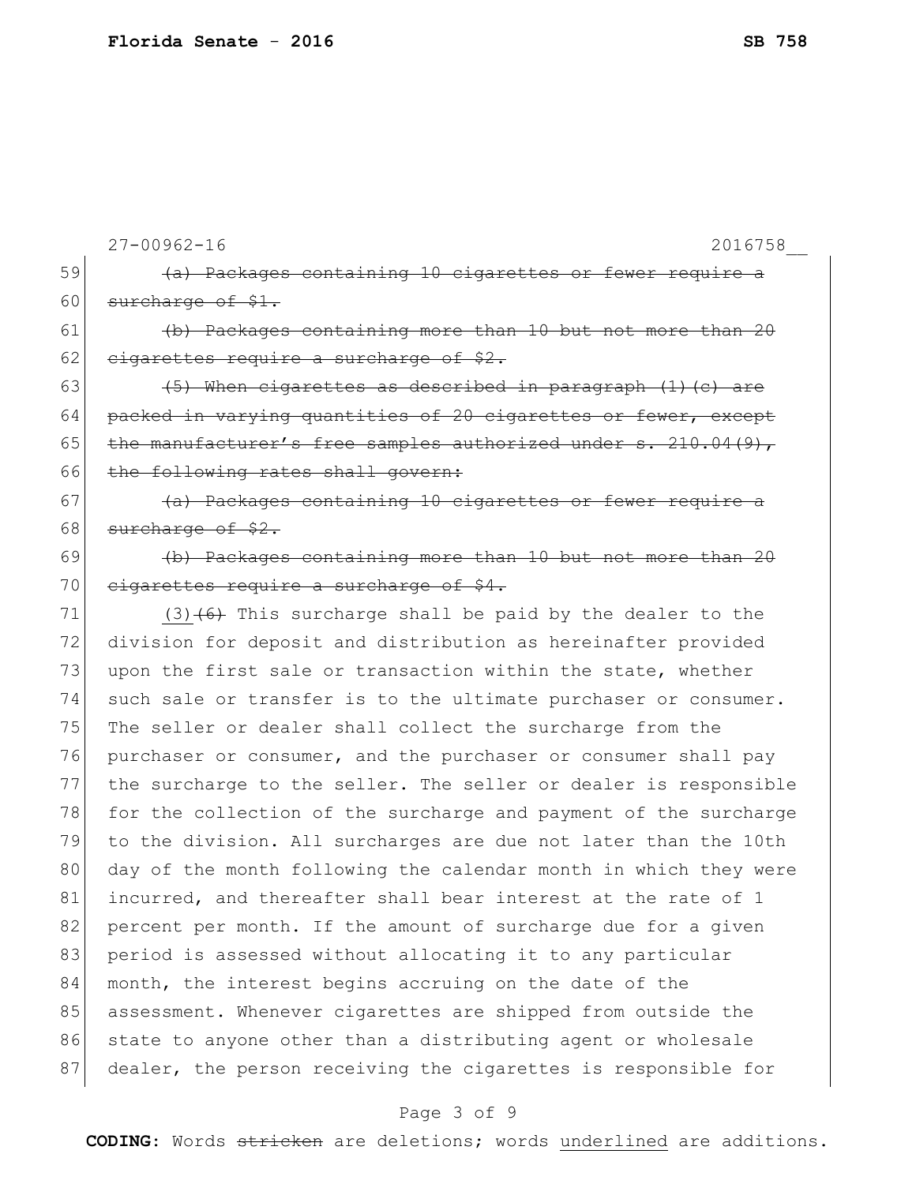~~(a) Packages containing 10 cigarettes or fewer require a surcharge of $1.~~

~~(b) Packages containing more than 10 but not more than 20 cigarettes require a surcharge of $2.~~

~~(5) When cigarettes as described in paragraph (1)(c) are packed in varying quantities of 20 cigarettes or fewer, except the manufacturer's free samples authorized under s. 210.04(9), the following rates shall govern:~~

~~(a) Packages containing 10 cigarettes or fewer require a surcharge of $2.~~

~~(b) Packages containing more than 10 but not more than 20 cigarettes require a surcharge of $4.~~

(3)~~(6)~~ This surcharge shall be paid by the dealer to the division for deposit and distribution as hereinafter provided upon the first sale or transaction within the state, whether such sale or transfer is to the ultimate purchaser or consumer. The seller or dealer shall collect the surcharge from the purchaser or consumer, and the purchaser or consumer shall pay the surcharge to the seller. The seller or dealer is responsible for the collection of the surcharge and payment of the surcharge to the division. All surcharges are due not later than the 10th day of the month following the calendar month in which they were incurred, and thereafter shall bear interest at the rate of 1 percent per month. If the amount of surcharge due for a given period is assessed without allocating it to any particular month, the interest begins accruing on the date of the assessment. Whenever cigarettes are shipped from outside the state to anyone other than a distributing agent or wholesale dealer, the person receiving the cigarettes is responsible for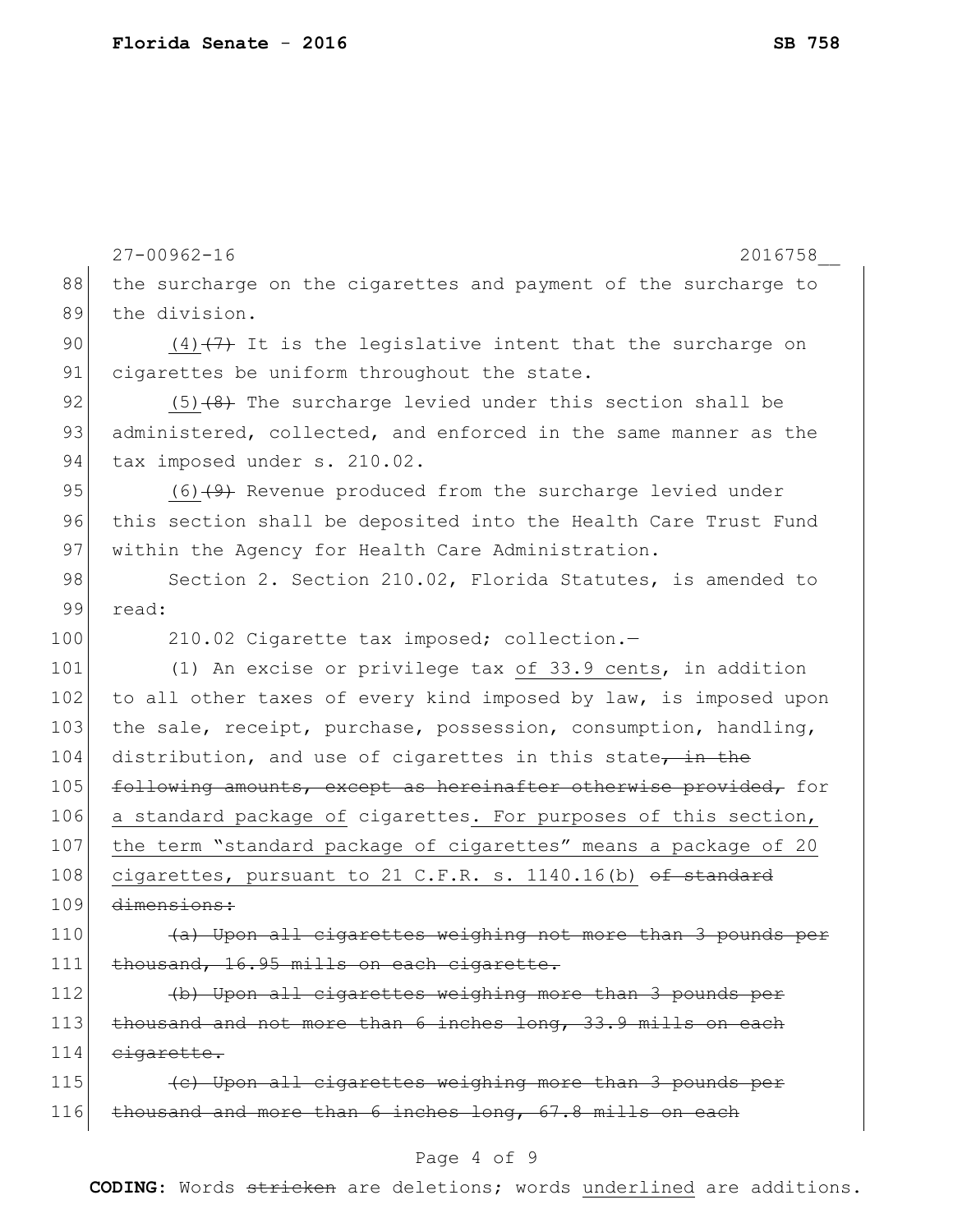the surcharge on the cigarettes and payment of the surcharge to the division.

(4) ~~(7)~~ It is the legislative intent that the surcharge on cigarettes be uniform throughout the state.

(5) ~~(8)~~ The surcharge levied under this section shall be administered, collected, and enforced in the same manner as the tax imposed under s. 210.02.

(6) ~~(9)~~ Revenue produced from the surcharge levied under this section shall be deposited into the Health Care Trust Fund within the Agency for Health Care Administration.

Section 2. Section 210.02, Florida Statutes, is amended to read:

210.02 Cigarette tax imposed; collection.—

(1) An excise or privilege tax <u>of 33.9 cents</u>, in addition to all other taxes of every kind imposed by law, is imposed upon the sale, receipt, purchase, possession, consumption, handling, distribution, and use of cigarettes in this state~~, in the following amounts, except as hereinafter otherwise provided,~~ for <u>a standard package of</u> cigarettes<u>. For purposes of this section, the term "standard package of cigarettes" means a package of 20 cigarettes, pursuant to 21 C.F.R. s. 1140.16(b)</u> ~~of standard dimensions:~~

~~(a) Upon all cigarettes weighing not more than 3 pounds per thousand, 16.95 mills on each cigarette.~~

~~(b) Upon all cigarettes weighing more than 3 pounds per thousand and not more than 6 inches long, 33.9 mills on each cigarette.~~

~~(c) Upon all cigarettes weighing more than 3 pounds per thousand and more than 6 inches long, 67.8 mills on each~~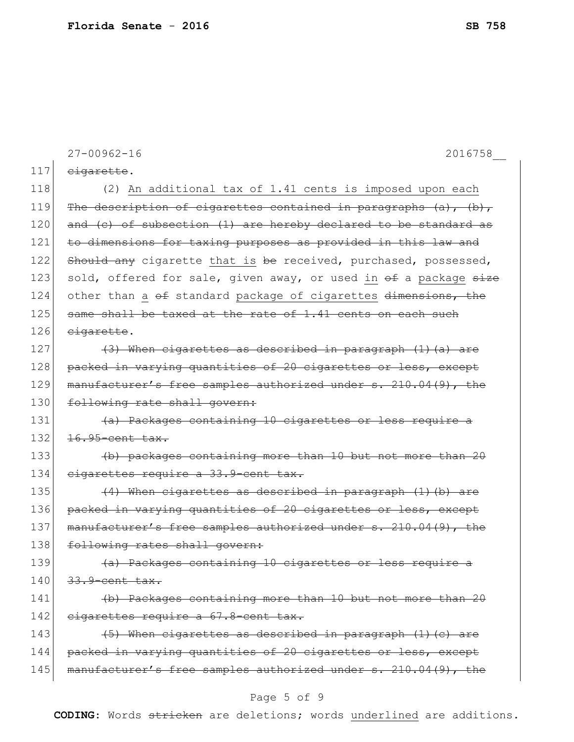27-00962-16 2016758__

117 ~~cigarette~~.

118 (2) <u>An additional tax of 1.41 cents is imposed upon each</u>

119 ~~The description of cigarettes contained in paragraphs (a), (b),~~

120 ~~and (c) of subsection (1) are hereby declared to be standard as~~

121 ~~to dimensions for taxing purposes as provided in this law and~~

122 ~~Should any~~ cigarette <u>that is</u> ~~be~~ received, purchased, possessed,

123 sold, offered for sale, given away, or used <u>in</u> ~~of~~ a <u>package</u> ~~size~~

124 other than <u>a</u> ~~of~~ standard <u>package of cigarettes</u> ~~dimensions, the~~

125 ~~same shall be taxed at the rate of 1.41 cents on each such~~

126 ~~cigarette~~.

127 ~~(3) When cigarettes as described in paragraph (1)(a) are~~

128 ~~packed in varying quantities of 20 cigarettes or less, except~~

129 ~~manufacturer's free samples authorized under s. 210.04(9), the~~

130 ~~following rate shall govern:~~

131 ~~(a) Packages containing 10 cigarettes or less require a~~

132 ~~16.95-cent tax.~~

133 ~~(b) packages containing more than 10 but not more than 20~~

134 ~~cigarettes require a 33.9-cent tax.~~

135 ~~(4) When cigarettes as described in paragraph (1)(b) are~~

136 ~~packed in varying quantities of 20 cigarettes or less, except~~

137 ~~manufacturer's free samples authorized under s. 210.04(9), the~~

138 ~~following rates shall govern:~~

139 ~~(a) Packages containing 10 cigarettes or less require a~~

140 ~~33.9-cent tax.~~

141 ~~(b) Packages containing more than 10 but not more than 20~~

142 ~~cigarettes require a 67.8-cent tax.~~

143 ~~(5) When cigarettes as described in paragraph (1)(c) are~~

144 ~~packed in varying quantities of 20 cigarettes or less, except~~

145 ~~manufacturer's free samples authorized under s. 210.04(9), the~~

**CODING:** Words ~~stricken~~ are deletions; words <u>underlined</u> are additions.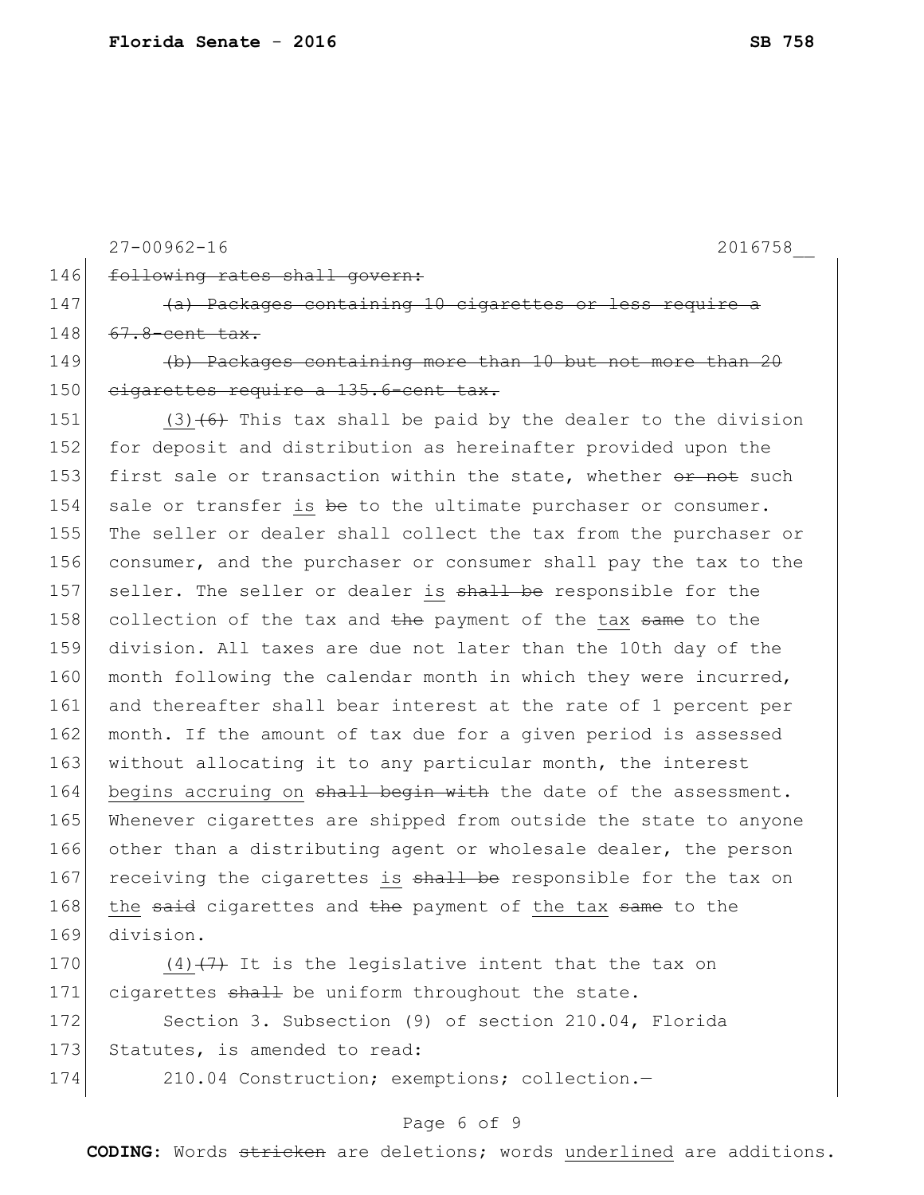27-00962-16 2016758__

~~following rates shall govern:~~

~~(a) Packages containing 10 cigarettes or less require a 67.8-cent tax.~~

~~(b) Packages containing more than 10 but not more than 20 cigarettes require a 135.6-cent tax.~~

<u>(3)</u>~~(6)~~ This tax shall be paid by the dealer to the division for deposit and distribution as hereinafter provided upon the first sale or transaction within the state, whether ~~or not~~ such sale or transfer <u>is</u> ~~be~~ to the ultimate purchaser or consumer. The seller or dealer shall collect the tax from the purchaser or consumer, and the purchaser or consumer shall pay the tax to the seller. The seller or dealer <u>is</u> ~~shall be~~ responsible for the collection of the tax and ~~the~~ payment of the <u>tax</u> ~~same~~ to the division. All taxes are due not later than the 10th day of the month following the calendar month in which they were incurred, and thereafter shall bear interest at the rate of 1 percent per month. If the amount of tax due for a given period is assessed without allocating it to any particular month, the interest <u>begins accruing on</u> ~~shall begin with~~ the date of the assessment. Whenever cigarettes are shipped from outside the state to anyone other than a distributing agent or wholesale dealer, the person receiving the cigarettes <u>is</u> ~~shall be~~ responsible for the tax on <u>the</u> ~~said~~ cigarettes and ~~the~~ payment of <u>the tax</u> ~~same~~ to the division.

<u>(4)</u>~~(7)~~ It is the legislative intent that the tax on cigarettes ~~shall~~ be uniform throughout the state.

Section 3. Subsection (9) of section 210.04, Florida Statutes, is amended to read:

210.04 Construction; exemptions; collection.—

**CODING:** Words ~~stricken~~ are deletions; words <u>underlined</u> are additions.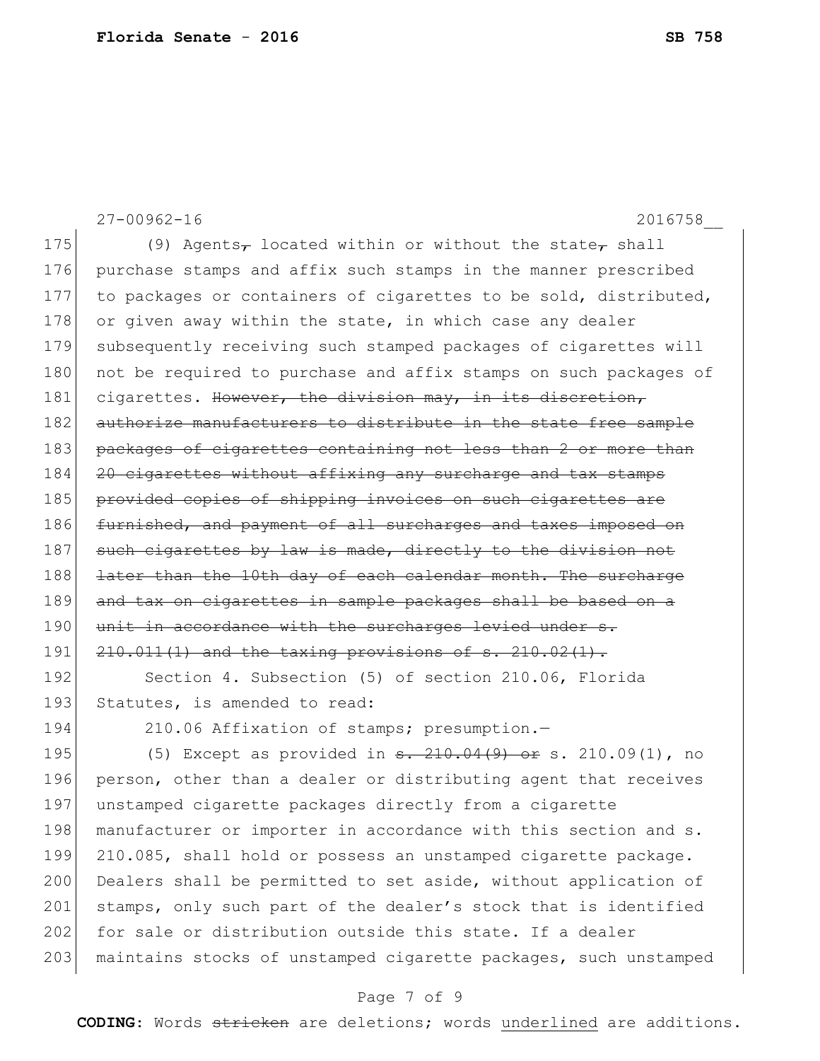27-00962-16 2016758__

175 (9) Agents~~,~~ located within or without the state~~,~~ shall
176 purchase stamps and affix such stamps in the manner prescribed
177 to packages or containers of cigarettes to be sold, distributed,
178 or given away within the state, in which case any dealer
179 subsequently receiving such stamped packages of cigarettes will
180 not be required to purchase and affix stamps on such packages of
181 cigarettes. ~~However, the division may, in its discretion,~~
182 ~~authorize manufacturers to distribute in the state free sample~~
183 ~~packages of cigarettes containing not less than 2 or more than~~
184 ~~20 cigarettes without affixing any surcharge and tax stamps~~
185 ~~provided copies of shipping invoices on such cigarettes are~~
186 ~~furnished, and payment of all surcharges and taxes imposed on~~
187 ~~such cigarettes by law is made, directly to the division not~~
188 ~~later than the 10th day of each calendar month. The surcharge~~
189 ~~and tax on cigarettes in sample packages shall be based on a~~
190 ~~unit in accordance with the surcharges levied under s.~~
191 ~~210.011(1) and the taxing provisions of s. 210.02(1).~~

192 Section 4. Subsection (5) of section 210.06, Florida
193 Statutes, is amended to read:

194 210.06 Affixation of stamps; presumption.—

195 (5) Except as provided in ~~s. 210.04(9) or~~ s. 210.09(1), no
196 person, other than a dealer or distributing agent that receives
197 unstamped cigarette packages directly from a cigarette
198 manufacturer or importer in accordance with this section and s.
199 210.085, shall hold or possess an unstamped cigarette package.
200 Dealers shall be permitted to set aside, without application of
201 stamps, only such part of the dealer's stock that is identified
202 for sale or distribution outside this state. If a dealer
203 maintains stocks of unstamped cigarette packages, such unstamped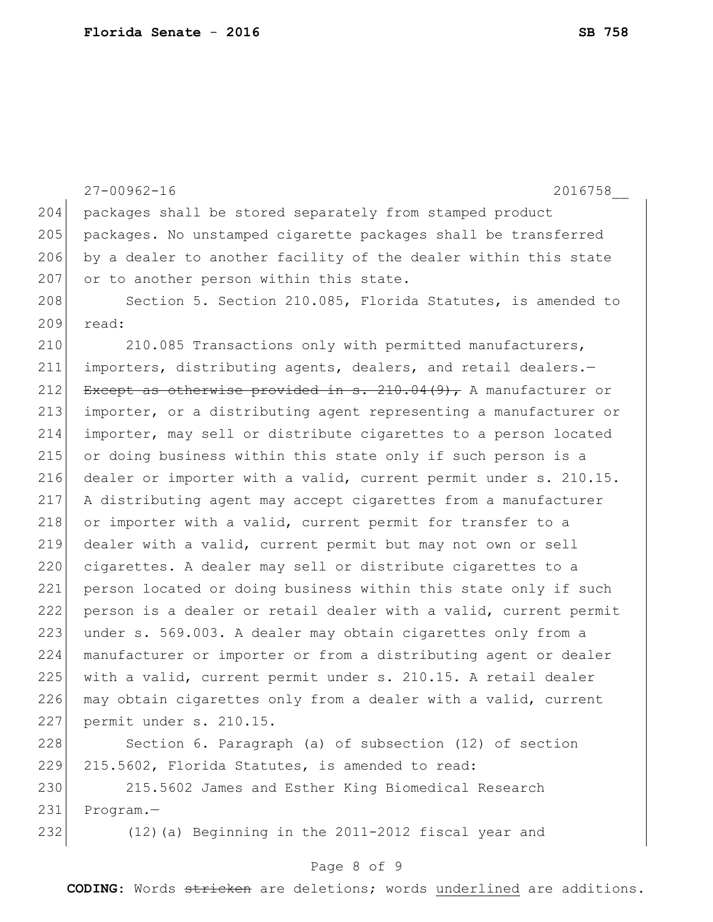packages shall be stored separately from stamped product packages. No unstamped cigarette packages shall be transferred by a dealer to another facility of the dealer within this state or to another person within this state.

Section 5. Section 210.085, Florida Statutes, is amended to read:

210.085 Transactions only with permitted manufacturers, importers, distributing agents, dealers, and retail dealers.— ~~Except as otherwise provided in s. 210.04(9),~~ A manufacturer or importer, or a distributing agent representing a manufacturer or importer, may sell or distribute cigarettes to a person located or doing business within this state only if such person is a dealer or importer with a valid, current permit under s. 210.15. A distributing agent may accept cigarettes from a manufacturer or importer with a valid, current permit for transfer to a dealer with a valid, current permit but may not own or sell cigarettes. A dealer may sell or distribute cigarettes to a person located or doing business within this state only if such person is a dealer or retail dealer with a valid, current permit under s. 569.003. A dealer may obtain cigarettes only from a manufacturer or importer or from a distributing agent or dealer with a valid, current permit under s. 210.15. A retail dealer may obtain cigarettes only from a dealer with a valid, current permit under s. 210.15.

Section 6. Paragraph (a) of subsection (12) of section 215.5602, Florida Statutes, is amended to read:

215.5602 James and Esther King Biomedical Research Program.—

(12)(a) Beginning in the 2011-2012 fiscal year and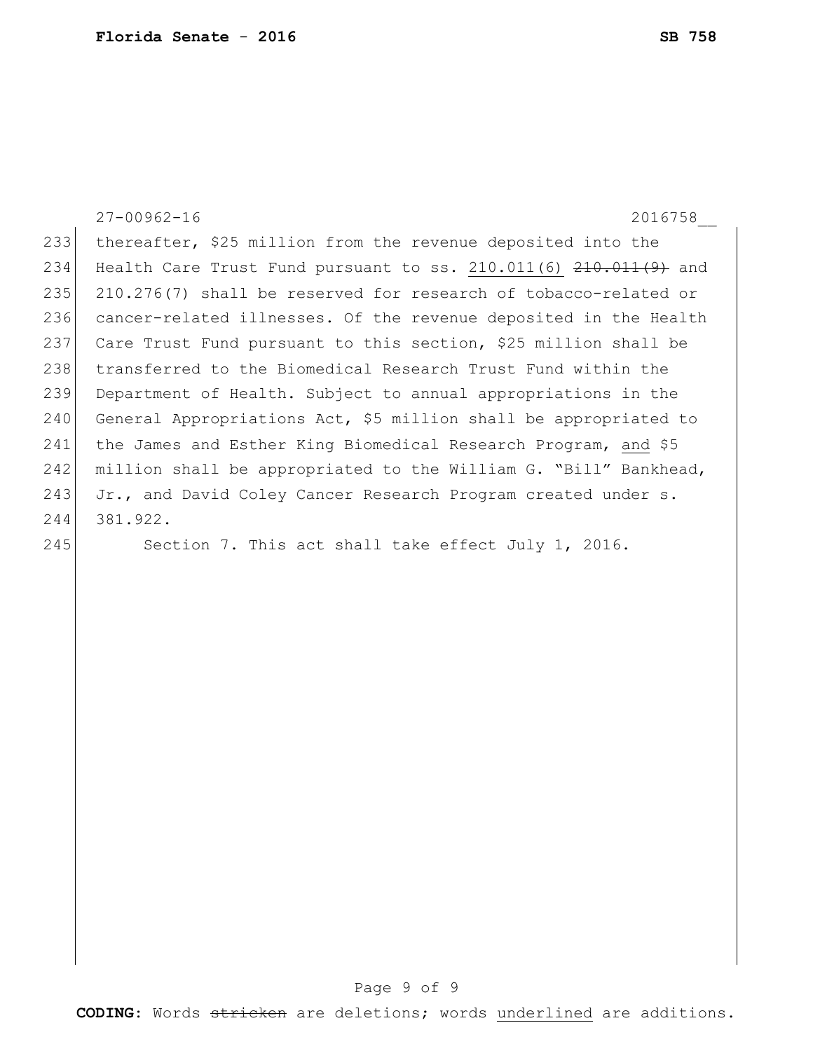27-00962-16 2016758__

233 thereafter, $25 million from the revenue deposited into the
234 Health Care Trust Fund pursuant to ss. <u>210.011(6)</u> ~~210.011(9)~~ and
235 210.276(7) shall be reserved for research of tobacco-related or
236 cancer-related illnesses. Of the revenue deposited in the Health
237 Care Trust Fund pursuant to this section, $25 million shall be
238 transferred to the Biomedical Research Trust Fund within the
239 Department of Health. Subject to annual appropriations in the
240 General Appropriations Act, $5 million shall be appropriated to
241 the James and Esther King Biomedical Research Program, <u>and</u> $5
242 million shall be appropriated to the William G. "Bill" Bankhead,
243 Jr., and David Coley Cancer Research Program created under s.
244 381.922.

245 Section 7. This act shall take effect July 1, 2016.

**CODING:** Words ~~stricken~~ are deletions; words <u>underlined</u> are additions.